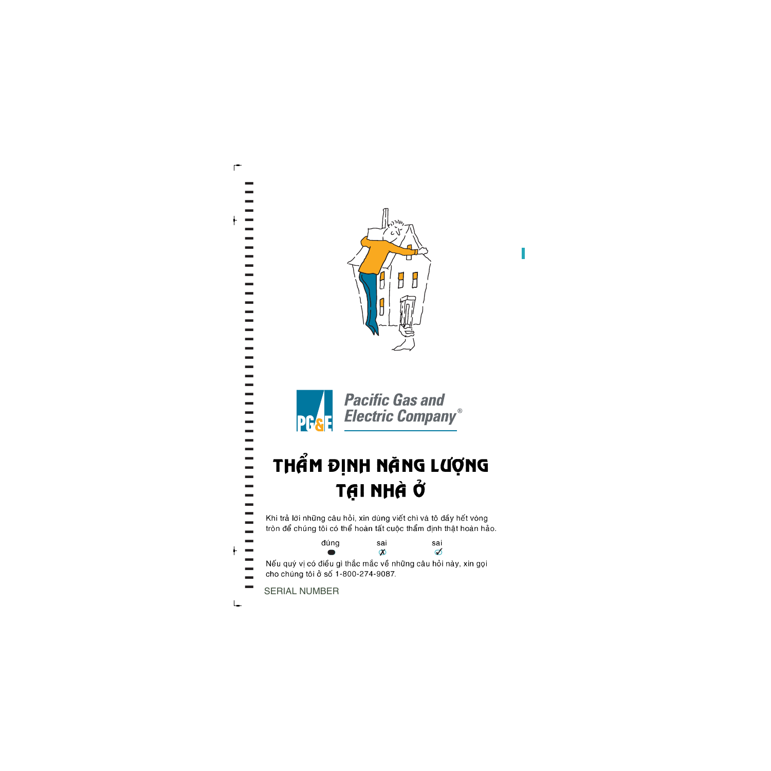Pacific Gas and Electric Company®

# THẨM ĐỊNH NĂNG LƯỢNG TẠI NHÀ Ở

Khi trả lời những câu hỏi, xin dùng viết chì và tô đầy hết vòng tròn để chúng tôi có thể hoàn tất cuộc thẩm định thật hoàn hảo.

| đúng | sai | sai |
|---|---|---|
| ● | ✗ | ✓ |

Nếu quý vị có điều gì thắc mắc về những câu hỏi này, xin gọi cho chúng tôi ở số 1-800-274-9087.

SERIAL NUMBER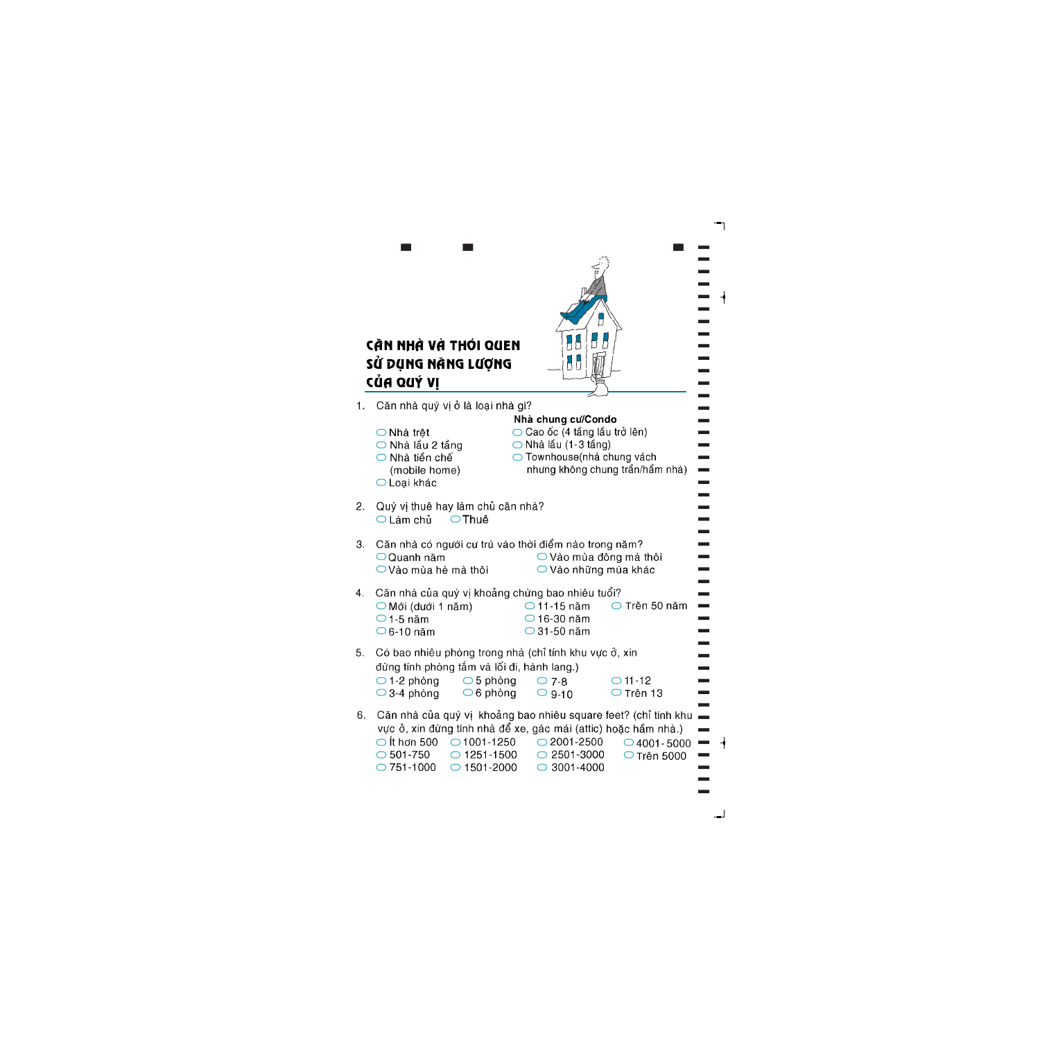# CĂN NHÀ VÀ THÓI QUEN SỬ DỤNG NĂNG LƯỢNG CỦA QUÝ VỊ

1. Căn nhà quý vị ở là loại nhà gì?

   - Nhà trệt
   - Nhà lầu 2 tầng
   - Nhà tiền chế (mobile home)
   - Loại khác

   **Nhà chung cư/Condo**

   - Cao ốc (4 tầng lầu trở lên)
   - Nhà lầu (1-3 tầng)
   - Townhouse(nhà chung vách nhưng không chung trần/hầm nhà)

2. Quý vị thuê hay làm chủ căn nhà?
   - Làm chủ
   - Thuê

3. Căn nhà có người cư trú vào thời điểm nào trong năm?
   - Quanh năm
   - Vào mùa hè mà thôi
   - Vào mùa đông mà thôi
   - Vào những mùa khác

4. Căn nhà của quý vị khoảng chừng bao nhiêu tuổi?
   - Mới (dưới 1 năm)
   - 1-5 năm
   - 6-10 năm
   - 11-15 năm
   - 16-30 năm
   - 31-50 năm
   - Trên 50 năm

5. Có bao nhiêu phòng trong nhà (chỉ tính khu vực ở, xin đừng tính phòng tắm và lối đi, hành lang.)
   - 1-2 phòng
   - 3-4 phòng
   - 5 phòng
   - 6 phòng
   - 7-8
   - 9-10
   - 11-12
   - Trên 13

6. Căn nhà của quý vị khoảng bao nhiêu square feet? (chỉ tính khu vực ở, xin đừng tính nhà để xe, gác mái (attic) hoặc hầm nhà.)
   - Ít hơn 500
   - 501-750
   - 751-1000
   - 1001-1250
   - 1251-1500
   - 1501-2000
   - 2001-2500
   - 2501-3000
   - 3001-4000
   - 4001-5000
   - Trên 5000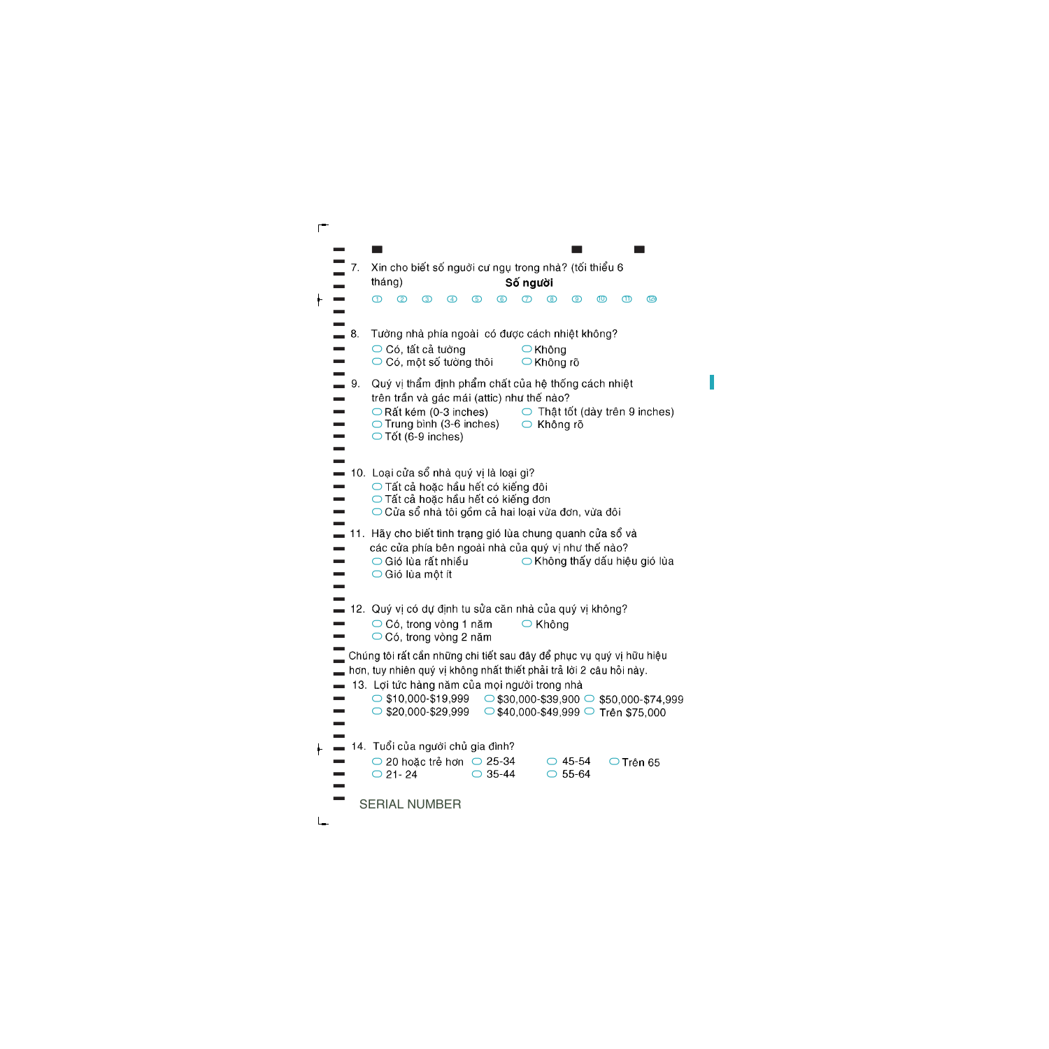7. Xin cho biết số người cư ngụ trong nhà? (tối thiểu 6 tháng) **Số người**

   ① ② ③ ④ ⑤ ⑥ ⑦ ⑧ ⑨ ⑩ ⑪ ⑫+

8. Tường nhà phía ngoài có được cách nhiệt không?
   - ⬭ Có, tất cả tường
   - ⬭ Có, một số tường thôi
   - ⬭ Không
   - ⬭ Không rõ

9. Quý vị thẩm định phẩm chất của hệ thống cách nhiệt trên trần và gác mái (attic) như thế nào?
   - ⬭ Rất kém (0-3 inches)
   - ⬭ Trung bình (3-6 inches)
   - ⬭ Tốt (6-9 inches)
   - ⬭ Thật tốt (dày trên 9 inches)
   - ⬭ Không rõ

10. Loại cửa sổ nhà quý vị là loại gì?
    - ⬭ Tất cả hoặc hầu hết có kiếng đôi
    - ⬭ Tất cả hoặc hầu hết có kiếng đơn
    - ⬭ Cửa sổ nhà tôi gồm cả hai loại vừa đơn, vừa đôi

11. Hãy cho biết tình trạng gió lùa chung quanh cửa sổ và các cửa phía bên ngoài nhà của quý vị như thế nào?
    - ⬭ Gió lùa rất nhiều
    - ⬭ Gió lùa một ít
    - ⬭ Không thấy dấu hiệu gió lùa

12. Quý vị có dự định tu sửa căn nhà của quý vị không?
    - ⬭ Có, trong vòng 1 năm
    - ⬭ Có, trong vòng 2 năm
    - ⬭ Không

Chúng tôi rất cần những chi tiết sau đây để phục vụ quý vị hữu hiệu hơn, tuy nhiên quý vị không nhất thiết phải trả lời 2 câu hỏi này.

13. Lợi tức hàng năm của mọi người trong nhà
    - ⬭ $10,000-$19,999
    - ⬭ $20,000-$29,999
    - ⬭ $30,000-$39,900
    - ⬭ $40,000-$49,999
    - ⬭ $50,000-$74,999
    - ⬭ Trên $75,000

14. Tuổi của người chủ gia đình?
    - ⬭ 20 hoặc trẻ hơn
    - ⬭ 21- 24
    - ⬭ 25-34
    - ⬭ 35-44
    - ⬭ 45-54
    - ⬭ 55-64
    - ⬭ Trên 65

SERIAL NUMBER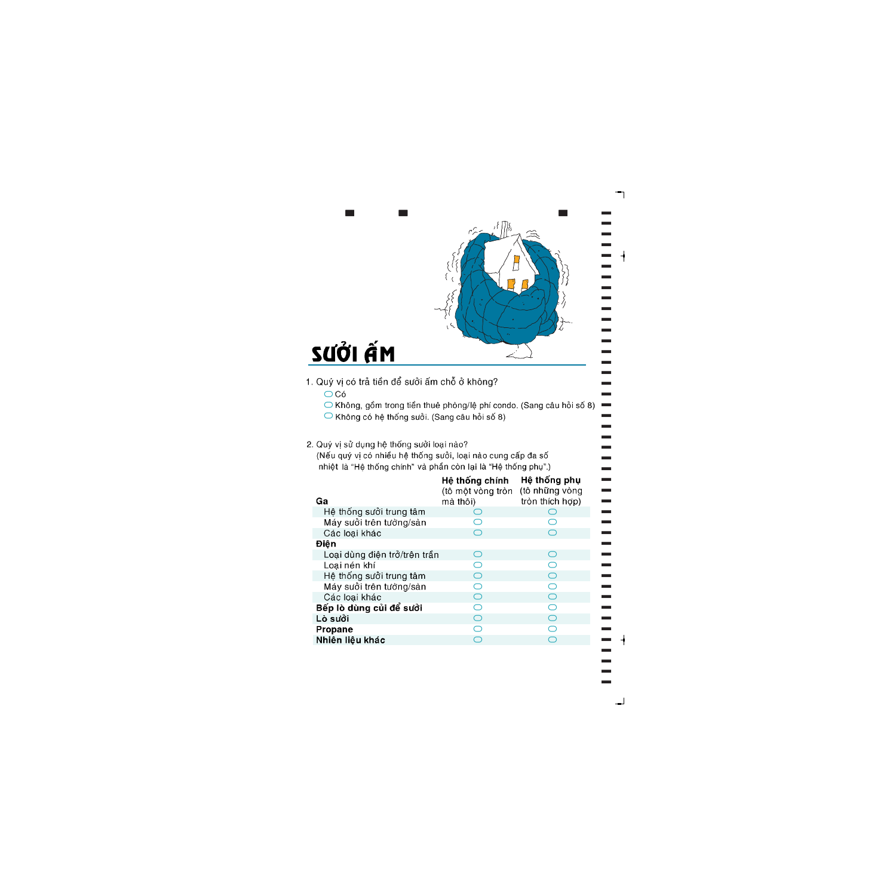# SƯỞI ẤM

1. Quý vị có trả tiền để sưởi ấm chỗ ở không?
   - ⬭ Có
   - ⬭ Không, gồm trong tiền thuê phòng/lệ phí condo. (Sang câu hỏi số 8)
   - ⬭ Không có hệ thống sưởi. (Sang câu hỏi số 8)

2. Quý vị sử dụng hệ thống sưởi loại nào?
   (Nếu quý vị có nhiều hệ thống sưởi, loại nào cung cấp đa số nhiệt là "Hệ thống chính" và phần còn lại là "Hệ thống phụ".)

| | Hệ thống chính (tô một vòng tròn mà thôi) | Hệ thống phụ (tô những vòng tròn thích hợp) |
|---|---|---|
| **Ga** | | |
| Hệ thống sưởi trung tâm | ⬭ | ⬭ |
| Máy sưởi trên tường/sàn | ⬭ | ⬭ |
| Các loại khác | ⬭ | ⬭ |
| **Điện** | | |
| Loại dùng điện trở/trên trần | ⬭ | ⬭ |
| Loại nén khí | ⬭ | ⬭ |
| Hệ thống sưởi trung tâm | ⬭ | ⬭ |
| Máy sưởi trên tường/sàn | ⬭ | ⬭ |
| Các loại khác | ⬭ | ⬭ |
| **Bếp lò dùng củi để sưởi** | ⬭ | ⬭ |
| **Lò sưởi** | ⬭ | ⬭ |
| **Propane** | ⬭ | ⬭ |
| **Nhiên liệu khác** | ⬭ | ⬭ |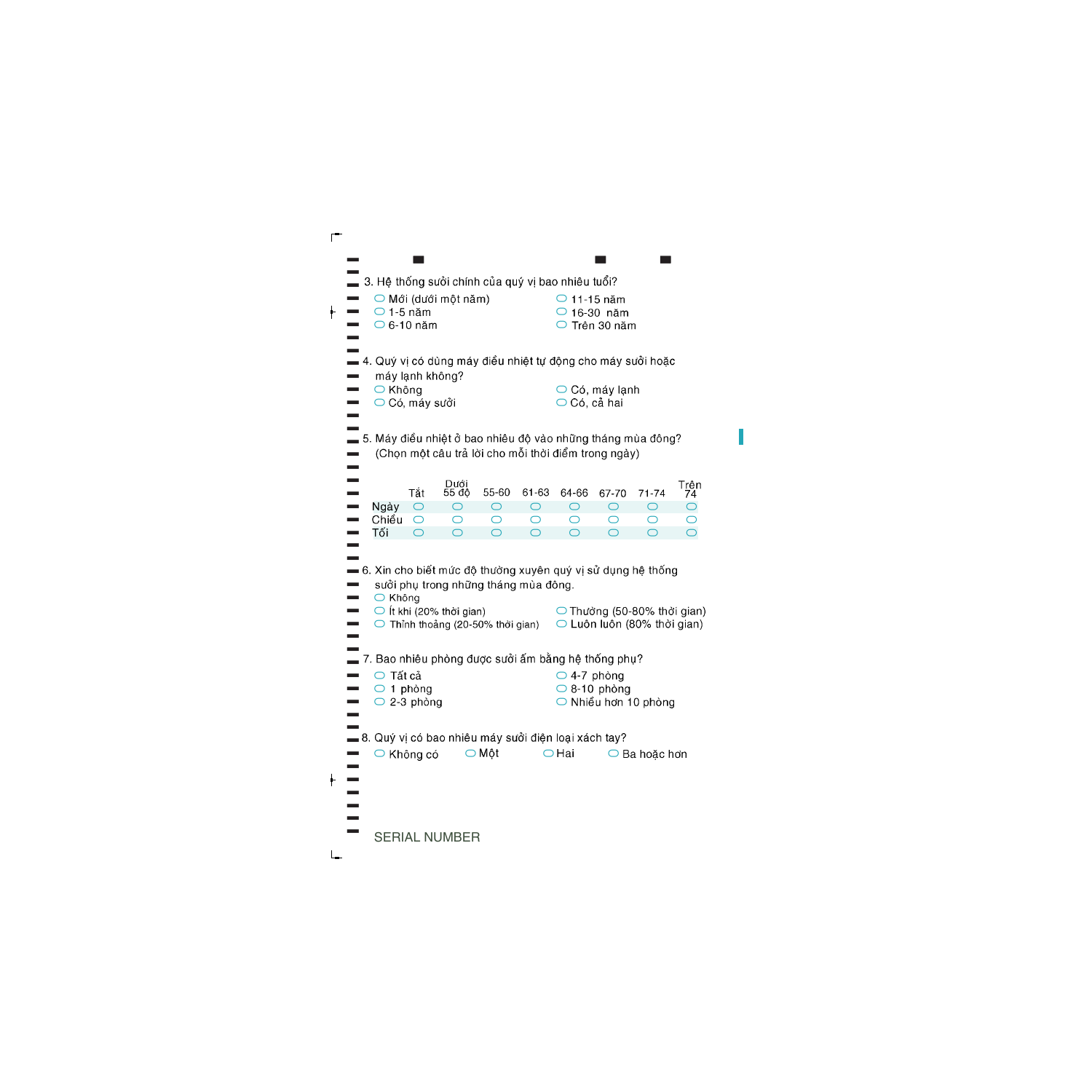3. Hệ thống sưởi chính của quý vị bao nhiêu tuổi?

- ○ Mới (dưới một năm)
- ○ 1-5 năm
- ○ 6-10 năm
- ○ 11-15 năm
- ○ 16-30 năm
- ○ Trên 30 năm

4. Quý vị có dùng máy điều nhiệt tự động cho máy sưởi hoặc máy lạnh không?

- ○ Không
- ○ Có, máy sưởi
- ○ Có, máy lạnh
- ○ Có, cả hai

5. Máy điều nhiệt ở bao nhiêu độ vào những tháng mùa đông? (Chọn một câu trả lời cho mỗi thời điểm trong ngày)

| | Tắt | Dưới 55 độ | 55-60 | 61-63 | 64-66 | 67-70 | 71-74 | Trên 74 |
|---|---|---|---|---|---|---|---|---|
| Ngày | ○ | ○ | ○ | ○ | ○ | ○ | ○ | ○ |
| Chiều | ○ | ○ | ○ | ○ | ○ | ○ | ○ | ○ |
| Tối | ○ | ○ | ○ | ○ | ○ | ○ | ○ | ○ |

6. Xin cho biết mức độ thường xuyên quý vị sử dụng hệ thống sưởi phụ trong những tháng mùa đông.

- ○ Không
- ○ Ít khi (20% thời gian)
- ○ Thỉnh thoảng (20-50% thời gian)
- ○ Thường (50-80% thời gian)
- ○ Luôn luôn (80% thời gian)

7. Bao nhiêu phòng được sưởi ấm bằng hệ thống phụ?

- ○ Tất cả
- ○ 1 phòng
- ○ 2-3 phòng
- ○ 4-7 phòng
- ○ 8-10 phòng
- ○ Nhiều hơn 10 phòng

8. Quý vị có bao nhiêu máy sưởi điện loại xách tay?

- ○ Không có
- ○ Một
- ○ Hai
- ○ Ba hoặc hơn

SERIAL NUMBER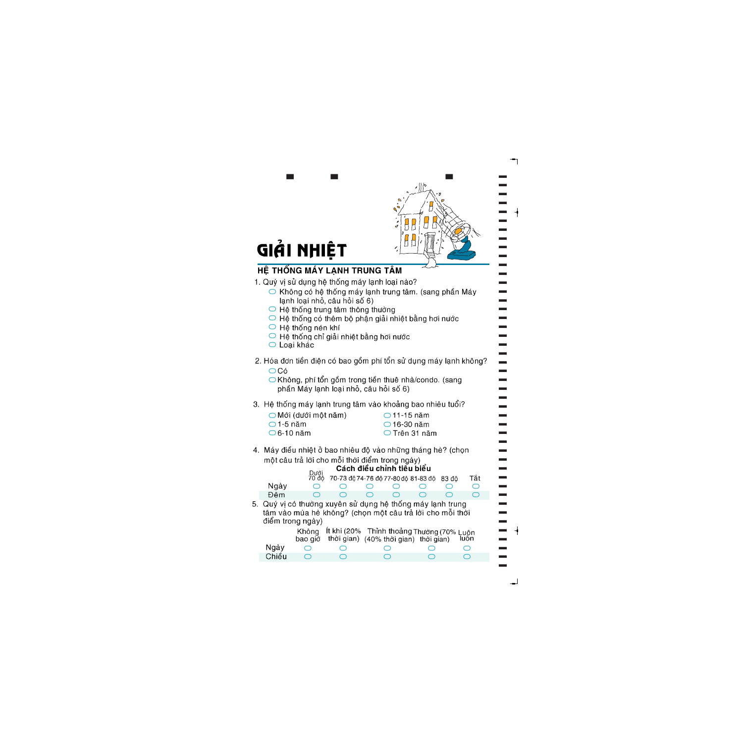# GIẢI NHIỆT

## HỆ THỐNG MÁY LẠNH TRUNG TÂM

1. Quý vị sử dụng hệ thống máy lạnh loại nào?
   - ⬭ Không có hệ thống máy lạnh trung tâm. (sang phần Máy lạnh loại nhỏ, câu hỏi số 6)
   - ⬭ Hệ thống trung tâm thông thường
   - ⬭ Hệ thống có thêm bộ phận giải nhiệt bằng hơi nước
   - ⬭ Hệ thống nén khí
   - ⬭ Hệ thống chỉ giải nhiệt bằng hơi nước
   - ⬭ Loại khác

2. Hóa đơn tiền điện có bao gồm phí tổn sử dụng máy lạnh không?
   - ⬭ Có
   - ⬭ Không, phí tổn gồm trong tiền thuê nhà/condo. (sang phần Máy lạnh loại nhỏ, câu hỏi số 6)

3. Hệ thống máy lạnh trung tâm vào khoảng bao nhiêu tuổi?
   - ⬭ Mới (dưới một năm)
   - ⬭ 1-5 năm
   - ⬭ 6-10 năm
   - ⬭ 11-15 năm
   - ⬭ 16-30 năm
   - ⬭ Trên 31 năm

4. Máy điều nhiệt ở bao nhiêu độ vào những tháng hè? (chọn một câu trả lời cho mỗi thời điểm trong ngày)

**Cách điều chỉnh tiêu biểu**

| | Dưới 70 độ | 70-73 độ | 74-76 độ | 77-80 độ | 81-83 độ | 83 độ | Tắt |
|---|---|---|---|---|---|---|---|
| Ngày | ⬭ | ⬭ | ⬭ | ⬭ | ⬭ | ⬭ | ⬭ |
| Đêm | ⬭ | ⬭ | ⬭ | ⬭ | ⬭ | ⬭ | ⬭ |

5. Quý vị có thường xuyên sử dụng hệ thống máy lạnh trung tâm vào mùa hè không? (chọn một câu trả lời cho mỗi thời điểm trong ngày)

| | Không bao giờ | Ít khi (20% thời gian) | Thỉnh thoảng (40% thời gian) | Thường (70% thời gian) | Luôn luôn |
|---|---|---|---|---|---|
| Ngày | ⬭ | ⬭ | ⬭ | ⬭ | ⬭ |
| Chiều | ⬭ | ⬭ | ⬭ | ⬭ | ⬭ |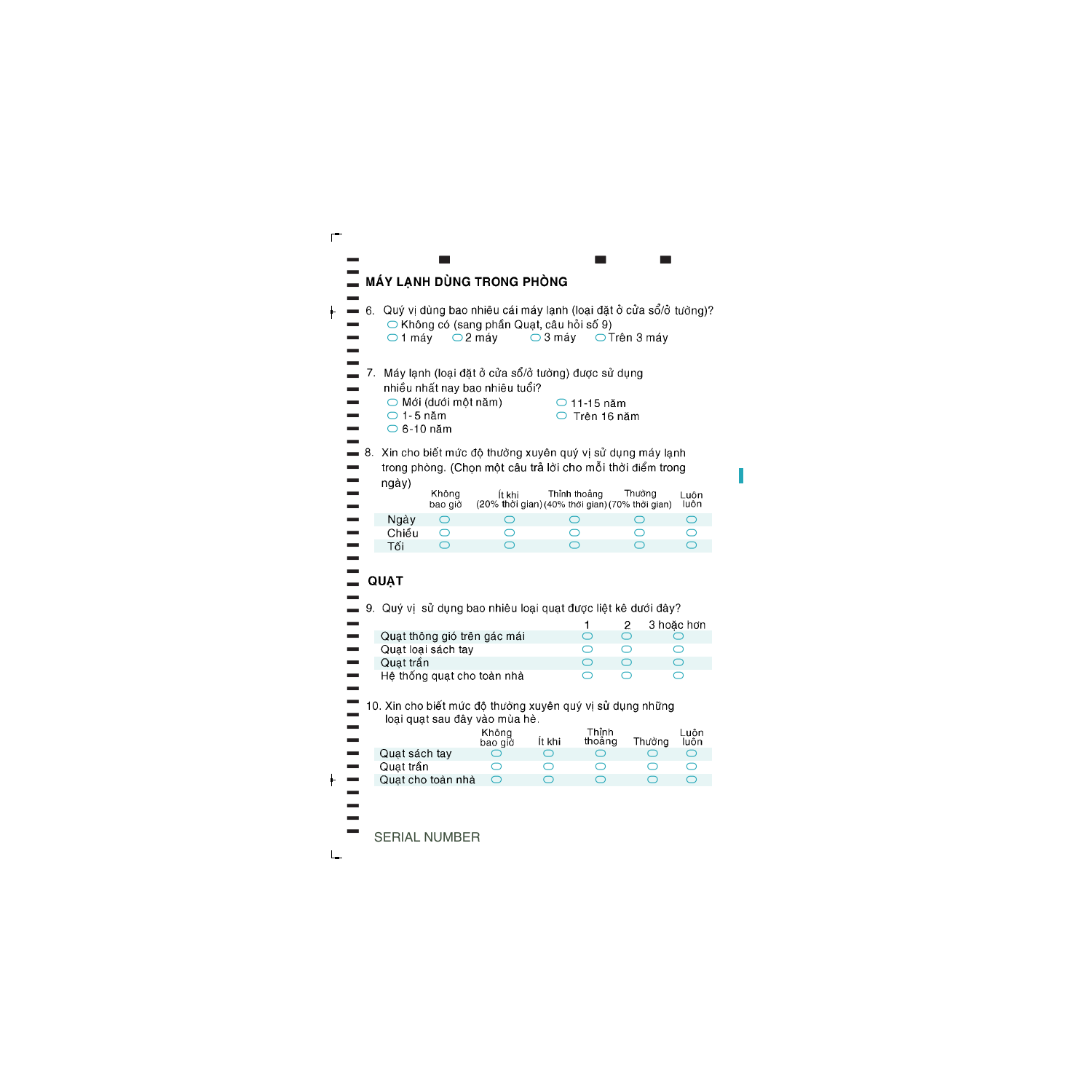## MÁY LẠNH DÙNG TRONG PHÒNG

6. Quý vị dùng bao nhiêu cái máy lạnh (loại đặt ở cửa sổ/ở tường)?
   - ⬭ Không có (sang phần Quạt, câu hỏi số 9)
   - ⬭ 1 máy ⬭ 2 máy ⬭ 3 máy ⬭ Trên 3 máy

7. Máy lạnh (loại đặt ở cửa sổ/ở tường) được sử dụng nhiều nhất nay bao nhiêu tuổi?
   - ⬭ Mới (dưới một năm)
   - ⬭ 1- 5 năm
   - ⬭ 6-10 năm
   - ⬭ 11-15 năm
   - ⬭ Trên 16 năm

8. Xin cho biết mức độ thường xuyên quý vị sử dụng máy lạnh trong phòng. (Chọn một câu trả lời cho mỗi thời điểm trong ngày)

| | Không bao giờ | Ít khi (20% thời gian) | Thỉnh thoảng (40% thời gian) | Thường (70% thời gian) | Luôn luôn |
|---|---|---|---|---|---|
| Ngày | ⬭ | ⬭ | ⬭ | ⬭ | ⬭ |
| Chiều | ⬭ | ⬭ | ⬭ | ⬭ | ⬭ |
| Tối | ⬭ | ⬭ | ⬭ | ⬭ | ⬭ |

## QUẠT

9. Quý vị sử dụng bao nhiêu loại quạt được liệt kê dưới đây?

| | 1 | 2 | 3 hoặc hơn |
|---|---|---|---|
| Quạt thông gió trên gác mái | ⬭ | ⬭ | ⬭ |
| Quạt loại sách tay | ⬭ | ⬭ | ⬭ |
| Quạt trần | ⬭ | ⬭ | ⬭ |
| Hệ thống quạt cho toàn nhà | ⬭ | ⬭ | ⬭ |

10. Xin cho biết mức độ thường xuyên quý vị sử dụng những loại quạt sau đây vào mùa hè.

| | Không bao giờ | Ít khi | Thỉnh thoảng | Thường | Luôn luôn |
|---|---|---|---|---|---|
| Quạt sách tay | ⬭ | ⬭ | ⬭ | ⬭ | ⬭ |
| Quạt trần | ⬭ | ⬭ | ⬭ | ⬭ | ⬭ |
| Quạt cho toàn nhà | ⬭ | ⬭ | ⬭ | ⬭ | ⬭ |

SERIAL NUMBER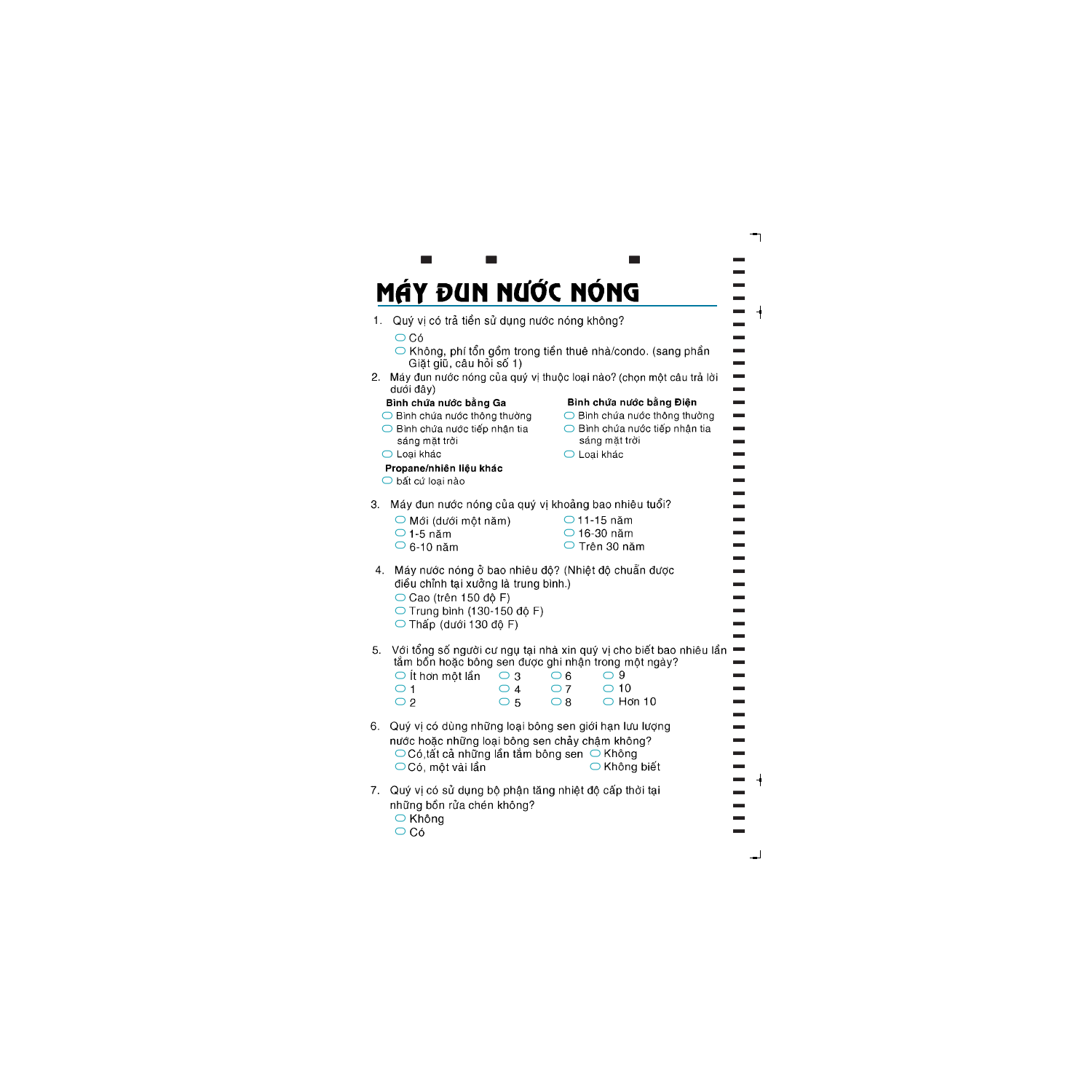# MÁY ĐUN NƯỚC NÓNG

1. Quý vị có trả tiền sử dụng nước nóng không?
   - ○ Có
   - ○ Không, phí tổn gồm trong tiền thuê nhà/condo. (sang phần Giặt giũ, câu hỏi số 1)

2. Máy đun nước nóng của quý vị thuộc loại nào? (chọn một câu trả lời dưới đây)

   **Bình chứa nước bằng Ga**
   - ○ Bình chứa nước thông thường
   - ○ Bình chứa nước tiếp nhận tia sáng mặt trời
   - ○ Loại khác

   **Bình chứa nước bằng Điện**
   - ○ Bình chứa nước thông thường
   - ○ Bình chứa nước tiếp nhận tia sáng mặt trời
   - ○ Loại khác

   **Propane/nhiên liệu khác**
   - ○ bất cứ loại nào

3. Máy đun nước nóng của quý vị khoảng bao nhiêu tuổi?
   - ○ Mới (dưới một năm)
   - ○ 1-5 năm
   - ○ 6-10 năm
   - ○ 11-15 năm
   - ○ 16-30 năm
   - ○ Trên 30 năm

4. Máy nước nóng ở bao nhiêu độ? (Nhiệt độ chuẩn được điều chỉnh tại xưởng là trung bình.)
   - ○ Cao (trên 150 độ F)
   - ○ Trung bình (130-150 độ F)
   - ○ Thấp (dưới 130 độ F)

5. Với tổng số người cư ngụ tại nhà xin quý vị cho biết bao nhiêu lần tắm bồn hoặc bông sen được ghi nhận trong một ngày?
   - ○ Ít hơn một lần
   - ○ 1
   - ○ 2
   - ○ 3
   - ○ 4
   - ○ 5
   - ○ 6
   - ○ 7
   - ○ 8
   - ○ 9
   - ○ 10
   - ○ Hơn 10

6. Quý vị có dùng những loại bông sen giới hạn lưu lượng nước hoặc những loại bông sen chảy chậm không?
   - ○ Có,tất cả những lần tắm bông sen
   - ○ Có, một vài lần
   - ○ Không
   - ○ Không biết

7. Quý vị có sử dụng bộ phận tăng nhiệt độ cấp thời tại những bồn rửa chén không?
   - ○ Không
   - ○ Có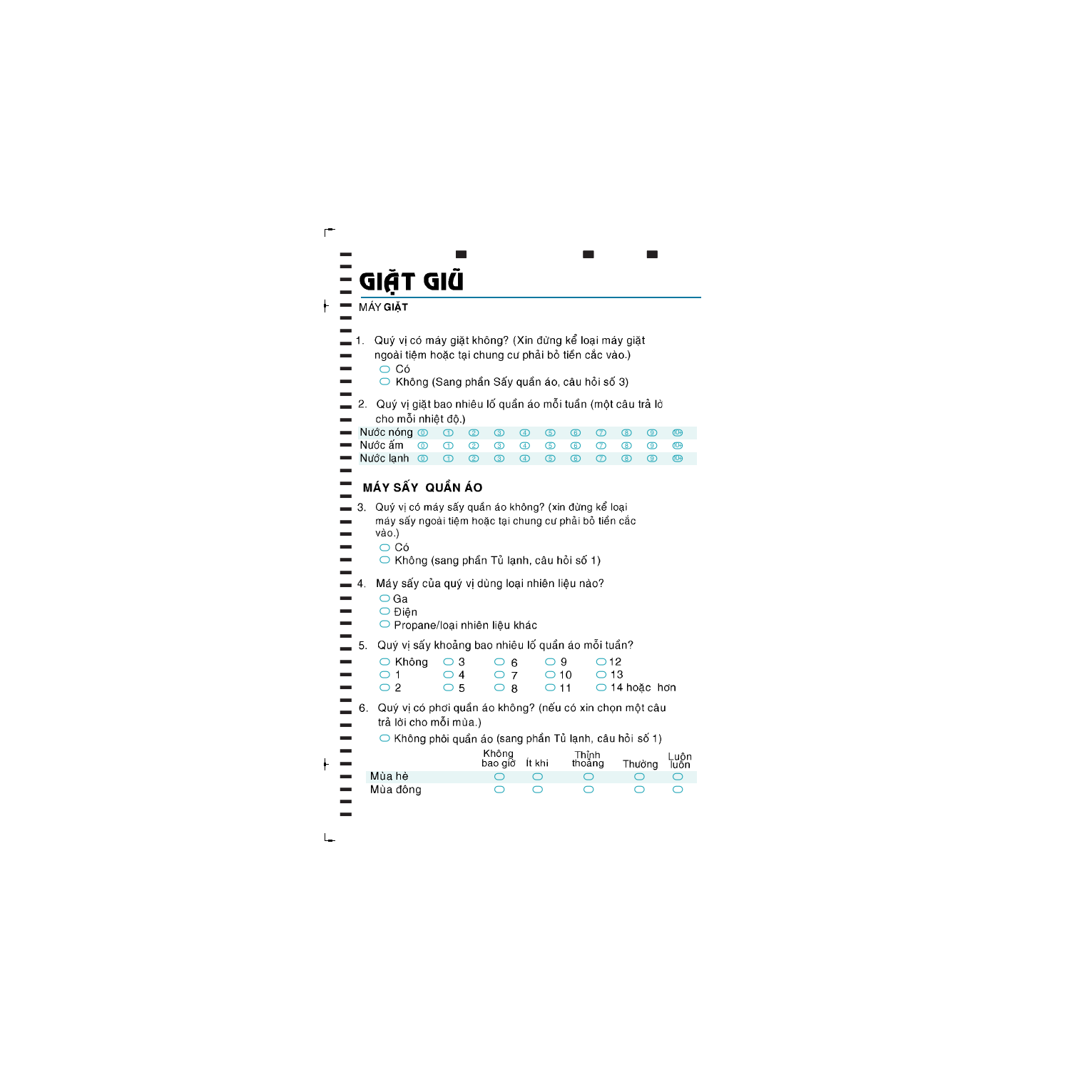# GIẶT GIŨ

## MÁY **GIẶT**

1. Quý vị có máy giặt không? (Xin đừng kể loại máy giặt ngoài tiệm hoặc tại chung cư phải bỏ tiền cắc vào.)
   - ⬭ Có
   - ⬭ Không (Sang phần Sấy quần áo, câu hỏi số 3)

2. Quý vị giặt bao nhiêu lố quần áo mỗi tuần (một câu trả lờ cho mỗi nhiệt độ.)

| | | | | | | | | | | | |
|---|---|---|---|---|---|---|---|---|---|---|---|
| Nước nóng | 0 | 1 | 2 | 3 | 4 | 5 | 6 | 7 | 8 | 9 | 10+ |
| Nước ấm | 0 | 1 | 2 | 3 | 4 | 5 | 6 | 7 | 8 | 9 | 10+ |
| Nước lạnh | 0 | 1 | 2 | 3 | 4 | 5 | 6 | 7 | 8 | 9 | 10+ |

## MÁY SẤY QUẦN ÁO

3. Quý vị có máy sấy quần áo không? (xin đừng kể loại máy sấy ngoài tiệm hoặc tại chung cư phải bỏ tiền cắc vào.)
   - ⬭ Có
   - ⬭ Không (sang phần Tủ lạnh, câu hỏi số 1)

4. Máy sấy của quý vị dùng loại nhiên liệu nào?
   - ⬭ Ga
   - ⬭ Điện
   - ⬭ Propane/loại nhiên liệu khác

5. Quý vị sấy khoảng bao nhiêu lố quần áo mỗi tuần?

| | | | | |
|---|---|---|---|---|
| ⬭ Không | ⬭ 3 | ⬭ 6 | ⬭ 9 | ⬭ 12 |
| ⬭ 1 | ⬭ 4 | ⬭ 7 | ⬭ 10 | ⬭ 13 |
| ⬭ 2 | ⬭ 5 | ⬭ 8 | ⬭ 11 | ⬭ 14 hoặc hơn |

6. Quý vị có phơi quần áo không? (nếu có xin chọn một câu trả lời cho mỗi mùa.)
   - ⬭ Không phơi quần áo (sang phần Tủ lạnh, câu hỏi số 1)

| | Không bao giờ | Ít khi | Thỉnh thoảng | Thường | Luôn luôn |
|---|---|---|---|---|---|
| Mùa hè | ⬭ | ⬭ | ⬭ | ⬭ | ⬭ |
| Mùa đông | ⬭ | ⬭ | ⬭ | ⬭ | ⬭ |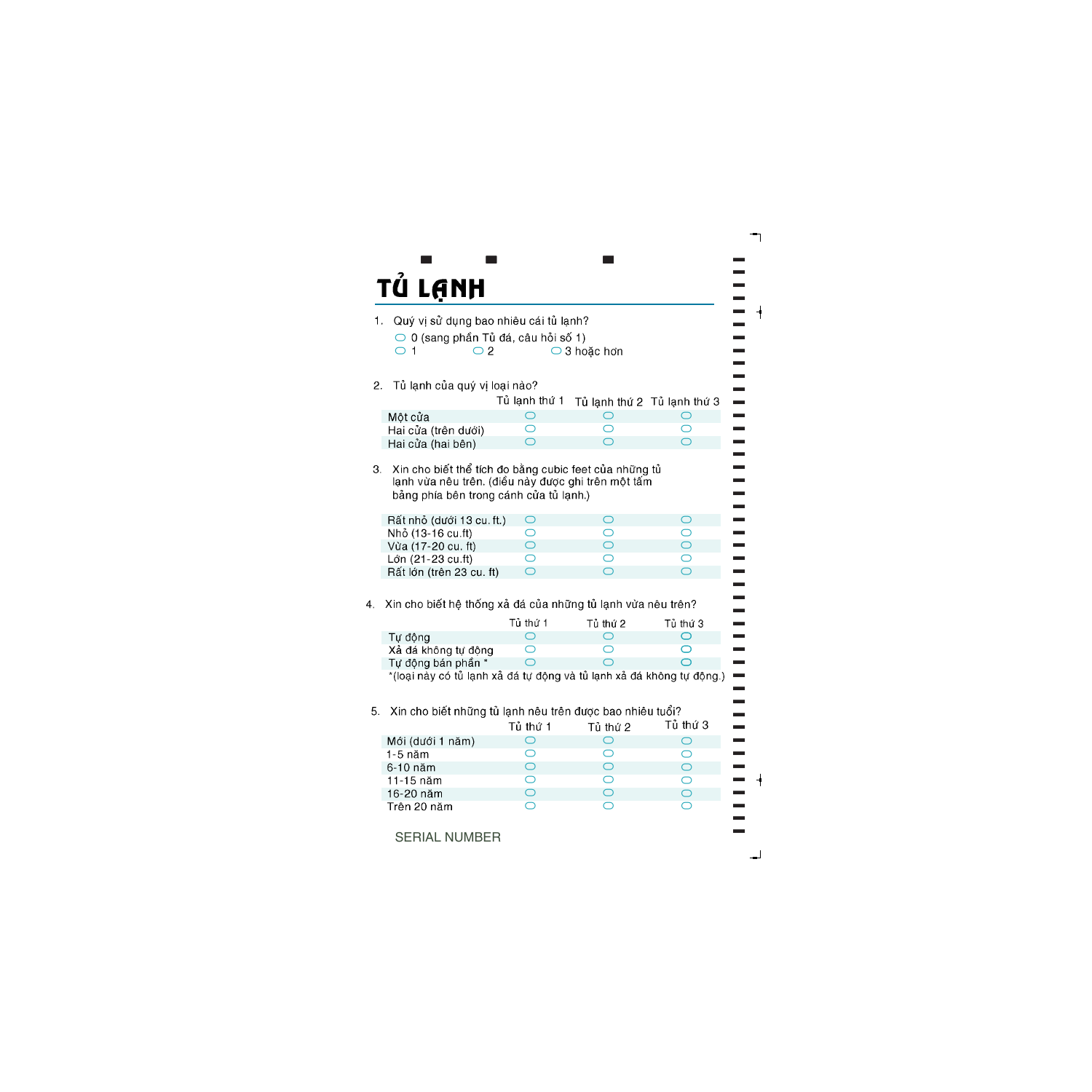# TỦ LẠNH

1. Quý vị sử dụng bao nhiêu cái tủ lạnh?
   - ○ 0 (sang phần Tủ đá, câu hỏi số 1)
   - ○ 1
   - ○ 2
   - ○ 3 hoặc hơn

2. Tủ lạnh của quý vị loại nào?

| | Tủ lạnh thứ 1 | Tủ lạnh thứ 2 | Tủ lạnh thứ 3 |
|---|---|---|---|
| Một cửa | ○ | ○ | ○ |
| Hai cửa (trên dưới) | ○ | ○ | ○ |
| Hai cửa (hai bên) | ○ | ○ | ○ |

3. Xin cho biết thể tích đo bằng cubic feet của những tủ lạnh vừa nêu trên. (điều này được ghi trên một tấm bảng phía bên trong cánh cửa tủ lạnh.)

| | | | |
|---|---|---|---|
| Rất nhỏ (dưới 13 cu. ft.) | ○ | ○ | ○ |
| Nhỏ (13-16 cu.ft) | ○ | ○ | ○ |
| Vừa (17-20 cu. ft) | ○ | ○ | ○ |
| Lớn (21-23 cu.ft) | ○ | ○ | ○ |
| Rất lớn (trên 23 cu. ft) | ○ | ○ | ○ |

4. Xin cho biết hệ thống xả đá của những tủ lạnh vừa nêu trên?

| | Tủ thứ 1 | Tủ thứ 2 | Tủ thứ 3 |
|---|---|---|---|
| Tự động | ○ | ○ | ○ |
| Xả đá không tự động | ○ | ○ | ○ |
| Tự động bán phần * | ○ | ○ | ○ |

*(loại này có tủ lạnh xả đá tự động và tủ lạnh xả đá không tự động.)

5. Xin cho biết những tủ lạnh nêu trên được bao nhiêu tuổi?

| | Tủ thứ 1 | Tủ thứ 2 | Tủ thứ 3 |
|---|---|---|---|
| Mới (dưới 1 năm) | ○ | ○ | ○ |
| 1-5 năm | ○ | ○ | ○ |
| 6-10 năm | ○ | ○ | ○ |
| 11-15 năm | ○ | ○ | ○ |
| 16-20 năm | ○ | ○ | ○ |
| Trên 20 năm | ○ | ○ | ○ |

SERIAL NUMBER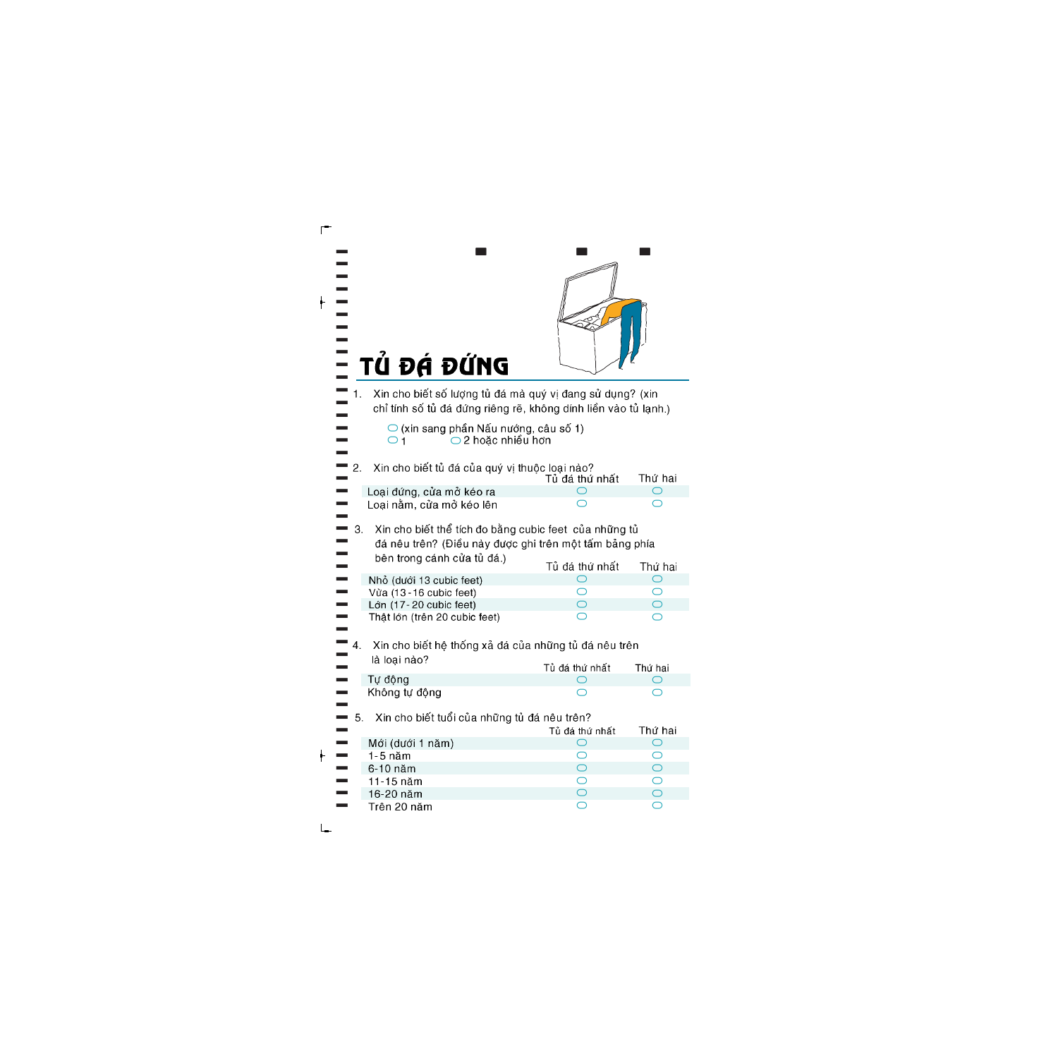# TỦ ĐÁ ĐỨNG

1. Xin cho biết số lượng tủ đá mà quý vị đang sử dụng? (xin chỉ tính số tủ đá đứng riêng rẽ, không dính liền vào tủ lạnh.)

   ⬭ (xin sang phần Nấu nướng, câu số 1)
   ⬭ 1 ⬭ 2 hoặc nhiều hơn

2. Xin cho biết tủ đá của quý vị thuộc loại nào?

| | Tủ đá thứ nhất | Thứ hai |
|---|---|---|
| Loại đứng, cửa mở kéo ra | ⬭ | ⬭ |
| Loại nằm, cửa mở kéo lên | ⬭ | ⬭ |

3. Xin cho biết thể tích đo bằng cubic feet của những tủ đá nêu trên? (Điều này được ghi trên một tấm bảng phía bên trong cánh cửa tủ đá.)

| | Tủ đá thứ nhất | Thứ hai |
|---|---|---|
| Nhỏ (dưới 13 cubic feet) | ⬭ | ⬭ |
| Vừa (13 - 16 cubic feet) | ⬭ | ⬭ |
| Lớn (17 - 20 cubic feet) | ⬭ | ⬭ |
| Thật lớn (trên 20 cubic feet) | ⬭ | ⬭ |

4. Xin cho biết hệ thống xả đá của những tủ đá nêu trên là loại nào?

| | Tủ đá thứ nhất | Thứ hai |
|---|---|---|
| Tự động | ⬭ | ⬭ |
| Không tự động | ⬭ | ⬭ |

5. Xin cho biết tuổi của những tủ đá nêu trên?

| | Tủ đá thứ nhất | Thứ hai |
|---|---|---|
| Mới (dưới 1 năm) | ⬭ | ⬭ |
| 1-5 năm | ⬭ | ⬭ |
| 6-10 năm | ⬭ | ⬭ |
| 11-15 năm | ⬭ | ⬭ |
| 16-20 năm | ⬭ | ⬭ |
| Trên 20 năm | ⬭ | ⬭ |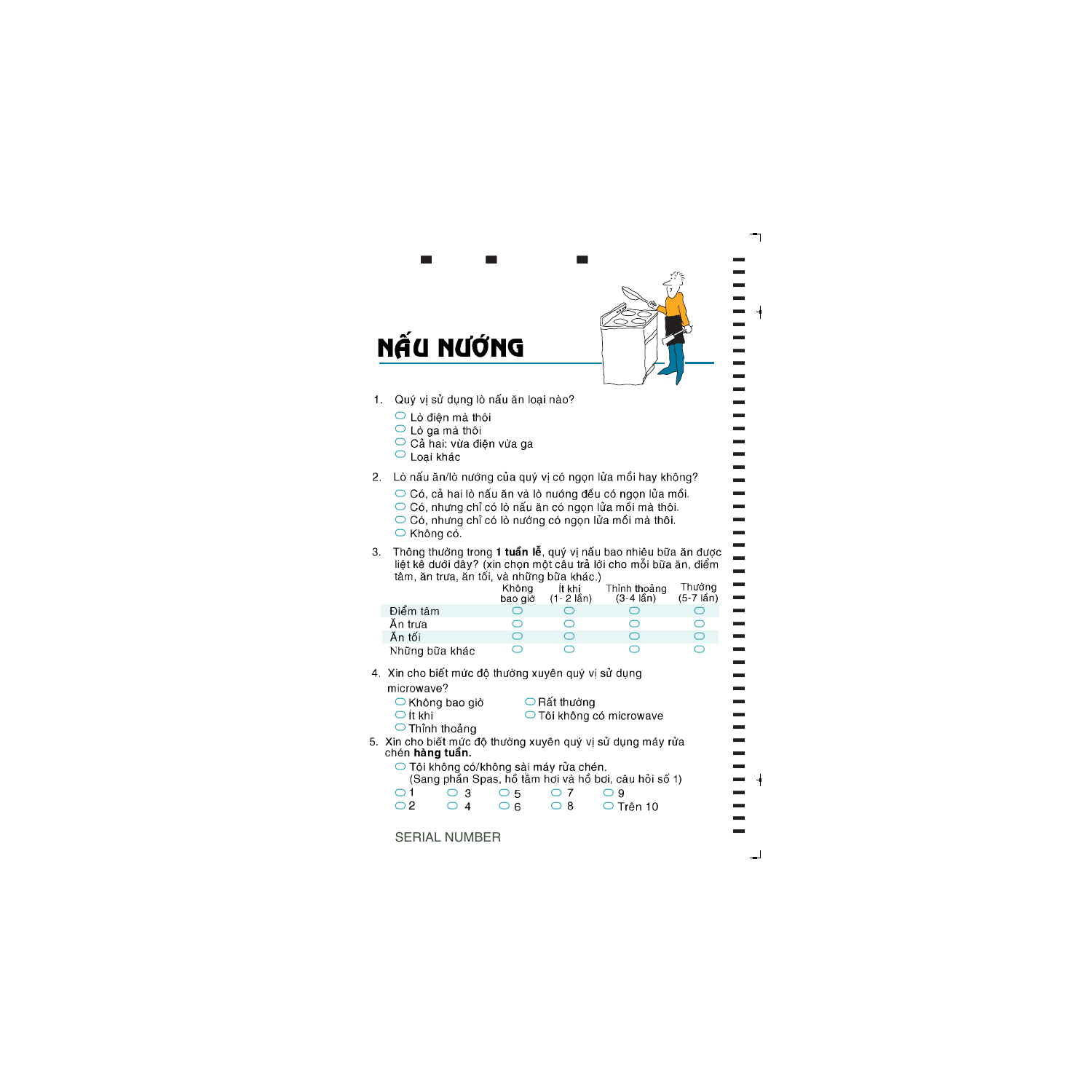# NẤU NƯỚNG

1. Quý vị sử dụng lò nấu ăn loại nào?
   - ⬭ Lò điện mà thôi
   - ⬭ Lò ga mà thôi
   - ⬭ Cả hai: vừa điện vừa ga
   - ⬭ Loại khác

2. Lò nấu ăn/lò nướng của quý vị có ngọn lửa mồi hay không?
   - ⬭ Có, cả hai lò nấu ăn và lò nướng đều có ngọn lửa mồi.
   - ⬭ Có, nhưng chỉ có lò nấu ăn có ngọn lửa mồi mà thôi.
   - ⬭ Có, nhưng chỉ có lò nướng có ngọn lửa mồi mà thôi.
   - ⬭ Không có.

3. Thông thường trong **1 tuần lễ**, quý vị nấu bao nhiêu bữa ăn được liệt kê dưới đây? (xin chọn một câu trả lời cho mỗi bữa ăn, điểm tâm, ăn trưa, ăn tối, và những bữa khác.)

| | Không bao giờ | Ít khi (1- 2 lần) | Thỉnh thoảng (3-4 lần) | Thường (5-7 lần) |
|---|---|---|---|---|
| Điểm tâm | ⬭ | ⬭ | ⬭ | ⬭ |
| Ăn trưa | ⬭ | ⬭ | ⬭ | ⬭ |
| Ăn tối | ⬭ | ⬭ | ⬭ | ⬭ |
| Những bữa khác | ⬭ | ⬭ | ⬭ | ⬭ |

4. Xin cho biết mức độ thường xuyên quý vị sử dụng microwave?
   - ⬭ Không bao giờ
   - ⬭ Ít khi
   - ⬭ Thỉnh thoảng
   - ⬭ Rất thường
   - ⬭ Tôi không có microwave

5. Xin cho biết mức độ thường xuyên quý vị sử dụng máy rửa chén **hàng tuần.**
   - ⬭ Tôi không có/không sài máy rửa chén. (Sang phần Spas, hồ tắm hơi và hồ bơi, câu hỏi số 1)
   - ⬭ 1 ⬭ 3 ⬭ 5 ⬭ 7 ⬭ 9
   - ⬭ 2 ⬭ 4 ⬭ 6 ⬭ 8 ⬭ Trên 10

SERIAL NUMBER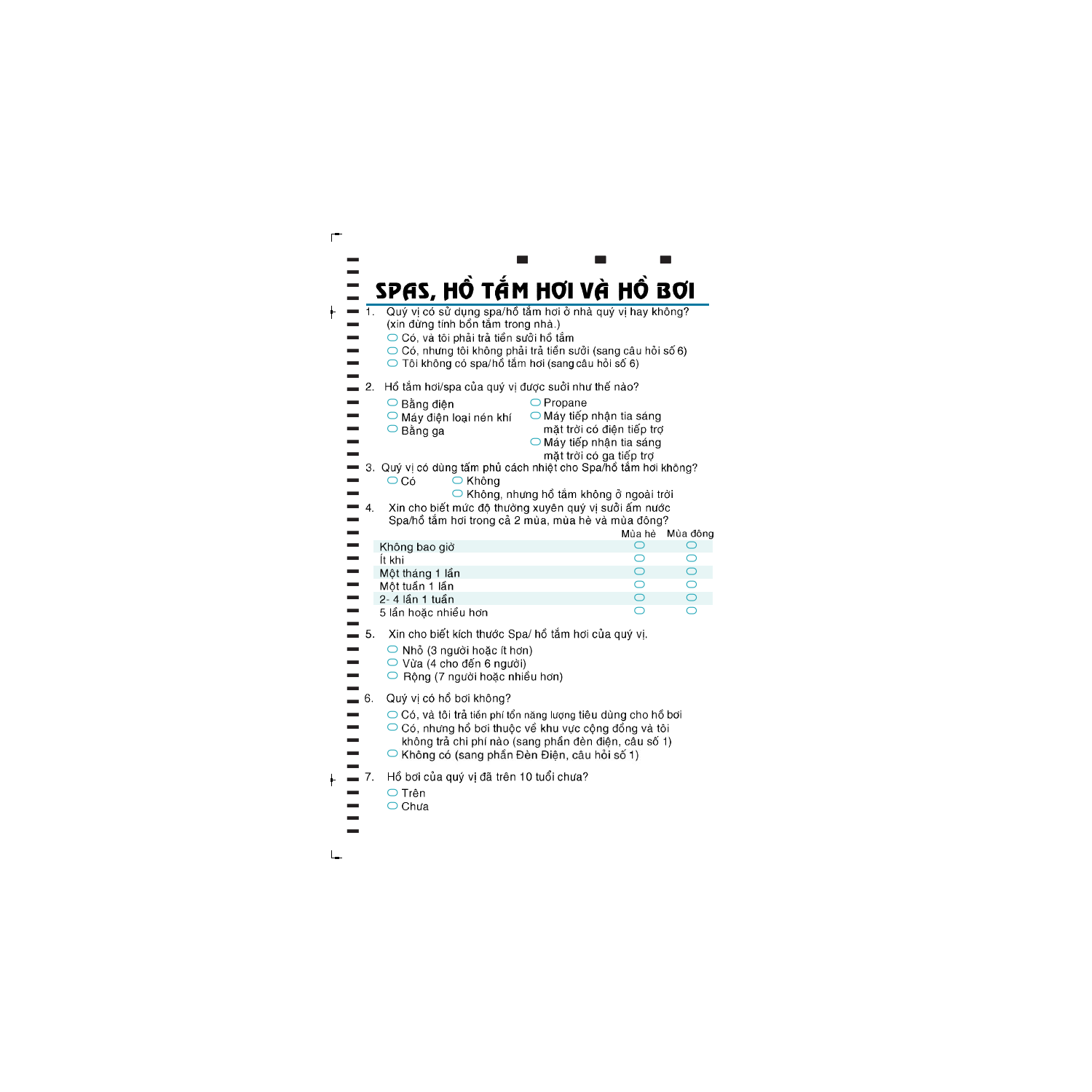# SPAS, HỒ TẮM HƠI VÀ HỒ BƠI

1. Quý vị có sử dụng spa/hồ tắm hơi ở nhà quý vị hay không? (xin đừng tính bồn tắm trong nhà.)
   - ○ Có, và tôi phải trả tiền sưởi hồ tắm
   - ○ Có, nhưng tôi không phải trả tiền sưởi (sang câu hỏi số 6)
   - ○ Tôi không có spa/hồ tắm hơi (sang câu hỏi số 6)

2. Hồ tắm hơi/spa của quý vị được suởi như thế nào?
   - ○ Bằng điện
   - ○ Máy điện loại nén khí
   - ○ Bằng ga
   - ○ Propane
   - ○ Máy tiếp nhận tia sáng mặt trời có điện tiếp trợ
   - ○ Máy tiếp nhận tia sáng mặt trời có ga tiếp trợ

3. Quý vị có dùng tấm phủ cách nhiệt cho Spa/hồ tắm hơi không?
   - ○ Có
   - ○ Không
   - ○ Không, nhưng hồ tắm không ở ngoài trời

4. Xin cho biết mức độ thường xuyên quý vị sưởi ấm nước Spa/hồ tắm hơi trong cả 2 mùa, mùa hè và mùa đông?

| | Mùa hè | Mùa đông |
|---|---|---|
| Không bao giờ | ○ | ○ |
| Ít khi | ○ | ○ |
| Một tháng 1 lần | ○ | ○ |
| Một tuần 1 lần | ○ | ○ |
| 2- 4 lần 1 tuần | ○ | ○ |
| 5 lần hoặc nhiều hơn | ○ | ○ |

5. Xin cho biết kích thước Spa/ hồ tắm hơi của quý vị.
   - ○ Nhỏ (3 người hoặc ít hơn)
   - ○ Vừa (4 cho đến 6 người)
   - ○ Rộng (7 người hoặc nhiều hơn)

6. Quý vị có hồ bơi không?
   - ○ Có, và tôi trả tiền phí tổn năng lượng tiêu dùng cho hồ bơi
   - ○ Có, nhưng hồ bơi thuộc về khu vực cộng đồng và tôi không trả chi phí nào (sang phần đèn điện, câu số 1)
   - ○ Không có (sang phần Đèn Điện, câu hỏi số 1)

7. Hồ bơi của quý vị đã trên 10 tuổi chưa?
   - ○ Trên
   - ○ Chưa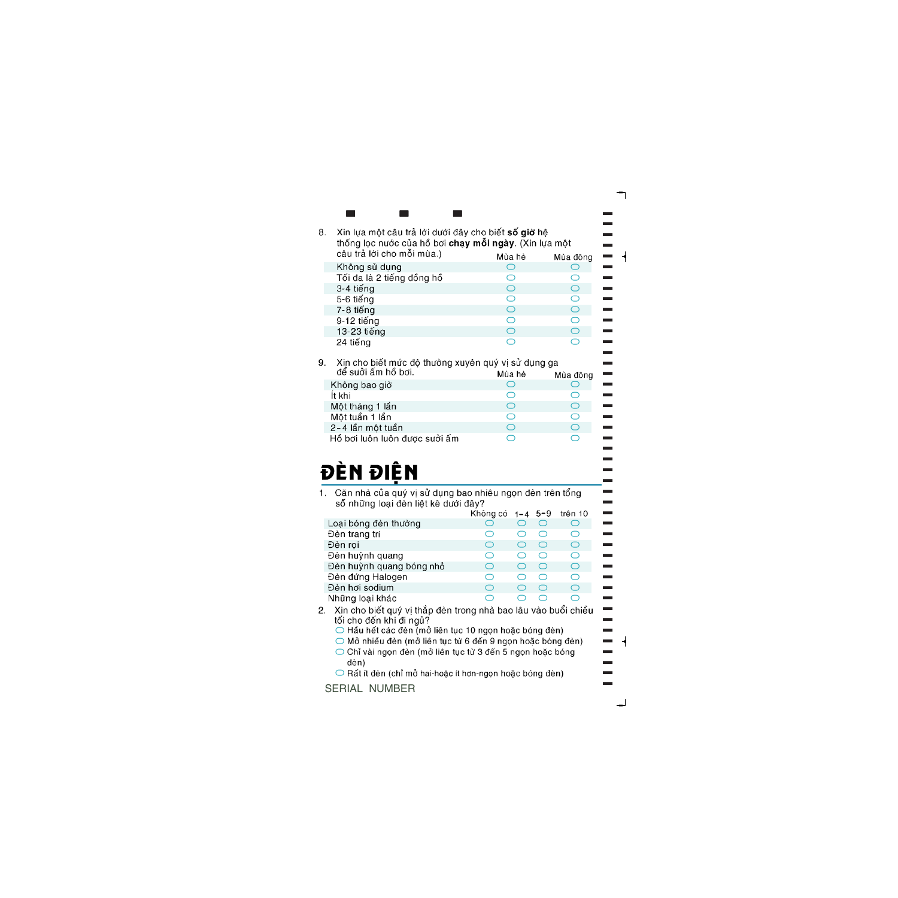8. Xin lựa một câu trả lời dưới đây cho biết **số giờ** hệ thống lọc nước của hồ bơi **chạy mỗi ngày**. (Xin lựa một câu trả lời cho mỗi mùa.)

| | Mùa hè | Mùa đông |
|---|---|---|
| Không sử dụng | ○ | ○ |
| Tối đa là 2 tiếng đồng hồ | ○ | ○ |
| 3-4 tiếng | ○ | ○ |
| 5-6 tiếng | ○ | ○ |
| 7-8 tiếng | ○ | ○ |
| 9-12 tiếng | ○ | ○ |
| 13-23 tiếng | ○ | ○ |
| 24 tiếng | ○ | ○ |

9. Xin cho biết mức độ thường xuyên quý vị sử dụng ga để sưởi ấm hồ bơi.

| | Mùa hè | Mùa đông |
|---|---|---|
| Không bao giờ | ○ | ○ |
| Ít khi | ○ | ○ |
| Một tháng 1 lần | ○ | ○ |
| Một tuần 1 lần | ○ | ○ |
| 2–4 lần một tuần | ○ | ○ |
| Hồ bơi luôn luôn được sưởi ấm | ○ | ○ |

# ĐÈN ĐIỆN

1. Căn nhà của quý vị sử dụng bao nhiêu ngọn đèn trên tổng số những loại đèn liệt kê dưới đây?

| | Không có | 1–4 | 5–9 | trên 10 |
|---|---|---|---|---|
| Loại bóng đèn thường | ○ | ○ | ○ | ○ |
| Đèn trang trí | ○ | ○ | ○ | ○ |
| Đèn rọi | ○ | ○ | ○ | ○ |
| Đèn huỳnh quang | ○ | ○ | ○ | ○ |
| Đèn huỳnh quang bóng nhỏ | ○ | ○ | ○ | ○ |
| Đèn đứng Halogen | ○ | ○ | ○ | ○ |
| Đèn hơi sodium | ○ | ○ | ○ | ○ |
| Những loại khác | ○ | ○ | ○ | ○ |

2. Xin cho biết quý vị thắp đèn trong nhà bao lâu vào buổi chiều tối cho đến khi đi ngủ?
   - ○ Hầu hết các đèn (mở liên tục 10 ngọn hoặc bóng đèn)
   - ○ Mở nhiều đèn (mở liên tục từ 6 đến 9 ngọn hoặc bóng đèn)
   - ○ Chỉ vài ngọn đèn (mở liên tục từ 3 đến 5 ngọn hoặc bóng đèn)
   - ○ Rất ít đèn (chỉ mở hai-hoặc ít hơn-ngọn hoặc bóng đèn)

SERIAL NUMBER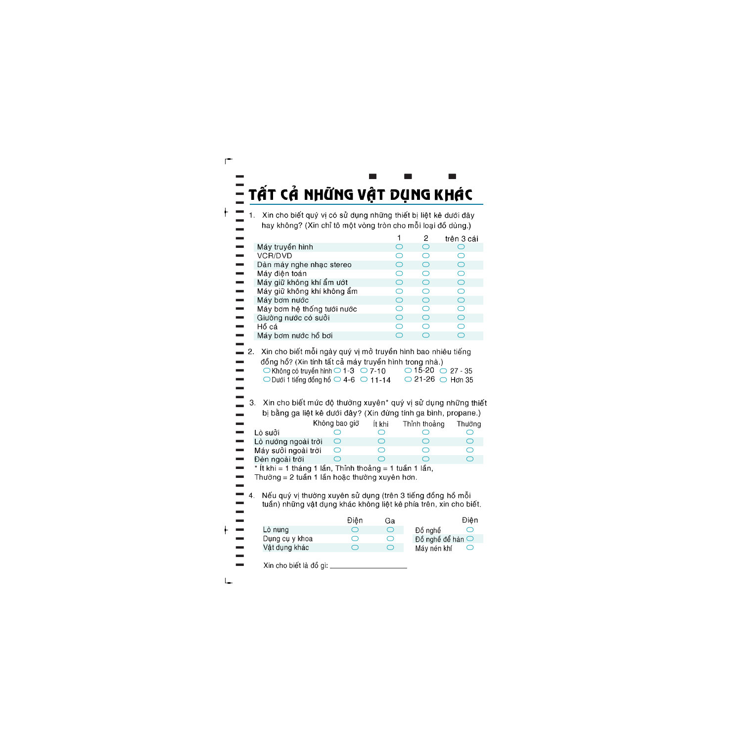# TẤT CẢ NHỮNG VẬT DỤNG KHÁC

1. Xin cho biết quý vị có sử dụng những thiết bị liệt kê dưới đây hay không? (Xin chỉ tô một vòng tròn cho mỗi loại đồ dùng.)

| | 1 | 2 | trên 3 cái |
|---|---|---|---|
| Máy truyền hình | ○ | ○ | ○ |
| VCR/DVD | ○ | ○ | ○ |
| Dàn máy nghe nhạc stereo | ○ | ○ | ○ |
| Máy điện toán | ○ | ○ | ○ |
| Máy giữ không khí ẩm ướt | ○ | ○ | ○ |
| Máy giữ không khí không ẩm | ○ | ○ | ○ |
| Máy bơm nước | ○ | ○ | ○ |
| Máy bơm hệ thống tưới nước | ○ | ○ | ○ |
| Giường nước có sưởi | ○ | ○ | ○ |
| Hồ cá | ○ | ○ | ○ |
| Máy bơm nước hồ bơi | ○ | ○ | ○ |

2. Xin cho biết mỗi ngày quý vị mở truyền hình bao nhiêu tiếng đồng hồ? (Xin tính tất cả máy truyền hình trong nhà.)

○ Không có truyền hình ○ 1-3 ○ 7-10 ○ 15-20 ○ 27 - 35
○ Dưới 1 tiếng đồng hồ ○ 4-6 ○ 11-14 ○ 21-26 ○ Hơn 35

3. Xin cho biết mức độ thường xuyên* quý vị sử dụng những thiết bị bằng ga liệt kê dưới đây? (Xin đừng tính ga bình, propane.)

| | Không bao giờ | Ít khi | Thỉnh thoảng | Thường |
|---|---|---|---|---|
| Lò sưởi | ○ | ○ | ○ | ○ |
| Lò nướng ngoài trời | ○ | ○ | ○ | ○ |
| Máy sưởi ngoài trời | ○ | ○ | ○ | ○ |
| Đèn ngoài trời | ○ | ○ | ○ | ○ |

* Ít khi = 1 tháng 1 lần, Thỉnh thoảng = 1 tuần 1 lần, Thường = 2 tuần 1 lần hoặc thường xuyên hơn.

4. Nếu quý vị thường xuyên sử dụng (trên 3 tiếng đồng hồ mỗi tuần) những vật dụng khác không liệt kê phía trên, xin cho biết.

| | Điện | Ga |
|---|---|---|
| Lò nung | ○ | ○ |
| Dụng cụ y khoa | ○ | ○ |
| Vật dụng khác | ○ | ○ |

| | Điện |
|---|---|
| Đồ nghề | ○ |
| Đồ nghề để hàn | ○ |
| Máy nén khí | ○ |

Xin cho biết là đồ gì: ____________________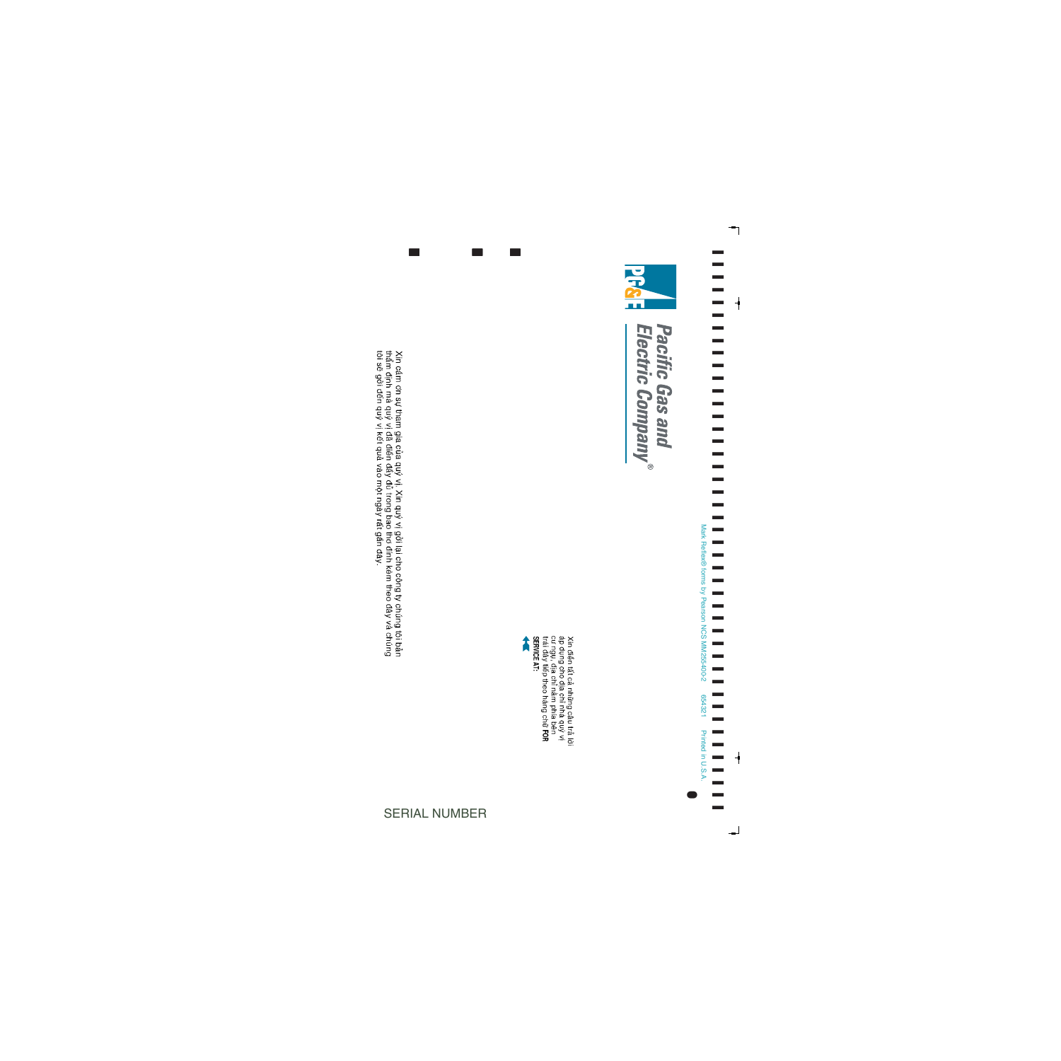**Pacific Gas and Electric Company®**

Mark Reflex® forms by Pearson NCS MM255400-2 654321 Printed in U.S.A.

Xin điền tất cả những câu trả lời áp dụng cho địa chỉ nhà quý vị cư ngụ, địa chỉ nằm phía bên trái đây tiếp theo hàng chữ **FOR SERVICE AT:**

Xin cảm ơn sự tham gia của quý vị. Xin quý vị gởi lại cho công ty chúng tôi bản thẩm định mà quý vị đã điền đầy đủ trong bao thơ đính kèm theo đây và chúng tôi sẽ gởi đến quý vị kết quả vào một ngày rất gần đây.

SERIAL NUMBER